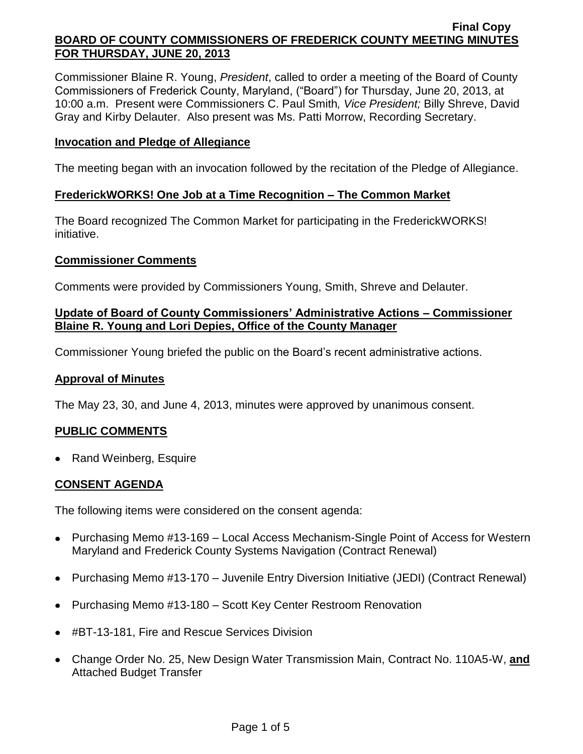Final Copy

**BOARD OF COUNTY COMMISSIONERS OF FREDERICK COUNTY MEETING MINUTES FOR THURSDAY, JUNE 20, 2013**

Commissioner Blaine R. Young, *President*, called to order a meeting of the Board of County Commissioners of Frederick County, Maryland, ("Board") for Thursday, June 20, 2013, at 10:00 a.m. Present were Commissioners C. Paul Smith*, Vice President;* Billy Shreve, David Gray and Kirby Delauter. Also present was Ms. Patti Morrow, Recording Secretary.

**Invocation and Pledge of Allegiance**

The meeting began with an invocation followed by the recitation of the Pledge of Allegiance.

**FrederickWORKS! One Job at a Time Recognition – The Common Market**

The Board recognized The Common Market for participating in the FrederickWORKS! initiative.

**Commissioner Comments**

Comments were provided by Commissioners Young, Smith, Shreve and Delauter.

**Update of Board of County Commissioners' Administrative Actions – Commissioner Blaine R. Young and Lori Depies, Office of the County Manager**

Commissioner Young briefed the public on the Board's recent administrative actions.

**Approval of Minutes**

The May 23, 30, and June 4, 2013, minutes were approved by unanimous consent.

**PUBLIC COMMENTS**

- Rand Weinberg, Esquire

**CONSENT AGENDA**

The following items were considered on the consent agenda:

- Purchasing Memo #13-169 – Local Access Mechanism-Single Point of Access for Western Maryland and Frederick County Systems Navigation (Contract Renewal)
- Purchasing Memo #13-170 – Juvenile Entry Diversion Initiative (JEDI) (Contract Renewal)
- Purchasing Memo #13-180 – Scott Key Center Restroom Renovation
- #BT-13-181, Fire and Rescue Services Division
- Change Order No. 25, New Design Water Transmission Main, Contract No. 110A5-W, **and** Attached Budget Transfer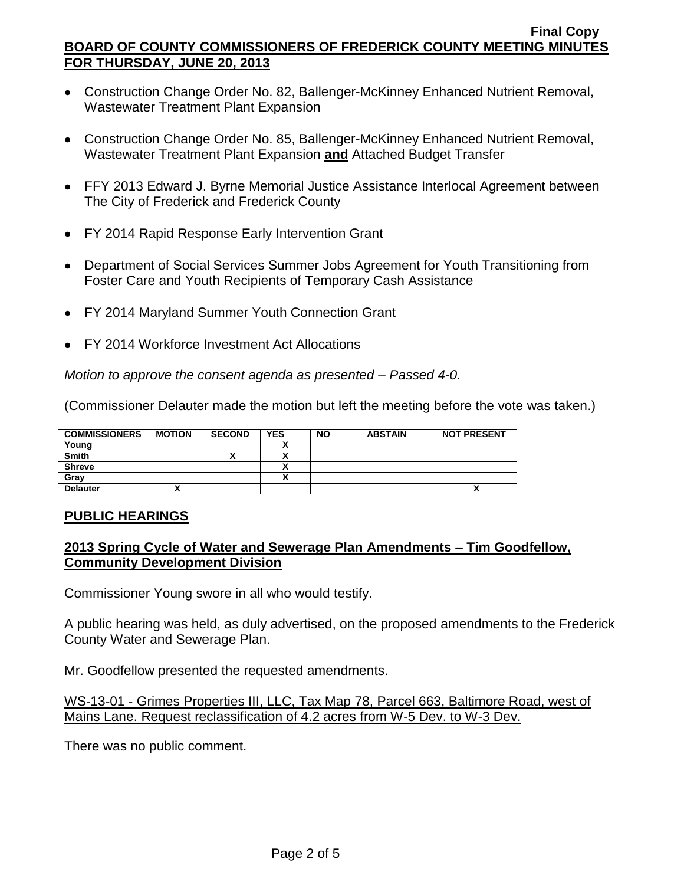- Construction Change Order No. 82, Ballenger-McKinney Enhanced Nutrient Removal, Wastewater Treatment Plant Expansion

- Construction Change Order No. 85, Ballenger-McKinney Enhanced Nutrient Removal, Wastewater Treatment Plant Expansion **and** Attached Budget Transfer

- FFY 2013 Edward J. Byrne Memorial Justice Assistance Interlocal Agreement between The City of Frederick and Frederick County

- FY 2014 Rapid Response Early Intervention Grant

- Department of Social Services Summer Jobs Agreement for Youth Transitioning from Foster Care and Youth Recipients of Temporary Cash Assistance

- FY 2014 Maryland Summer Youth Connection Grant

- FY 2014 Workforce Investment Act Allocations

*Motion to approve the consent agenda as presented – Passed 4-0.*

(Commissioner Delauter made the motion but left the meeting before the vote was taken.)

| COMMISSIONERS | MOTION | SECOND | YES | NO | ABSTAIN | NOT PRESENT |
|---|---|---|---|---|---|---|
| Young | | | X | | | |
| Smith | | X | X | | | |
| Shreve | | | X | | | |
| Gray | | | X | | | |
| Delauter | X | | | | | X |

## PUBLIC HEARINGS

### 2013 Spring Cycle of Water and Sewerage Plan Amendments – Tim Goodfellow, Community Development Division

Commissioner Young swore in all who would testify.

A public hearing was held, as duly advertised, on the proposed amendments to the Frederick County Water and Sewerage Plan.

Mr. Goodfellow presented the requested amendments.

WS-13-01 - Grimes Properties III, LLC, Tax Map 78, Parcel 663, Baltimore Road, west of Mains Lane. Request reclassification of 4.2 acres from W-5 Dev. to W-3 Dev.

There was no public comment.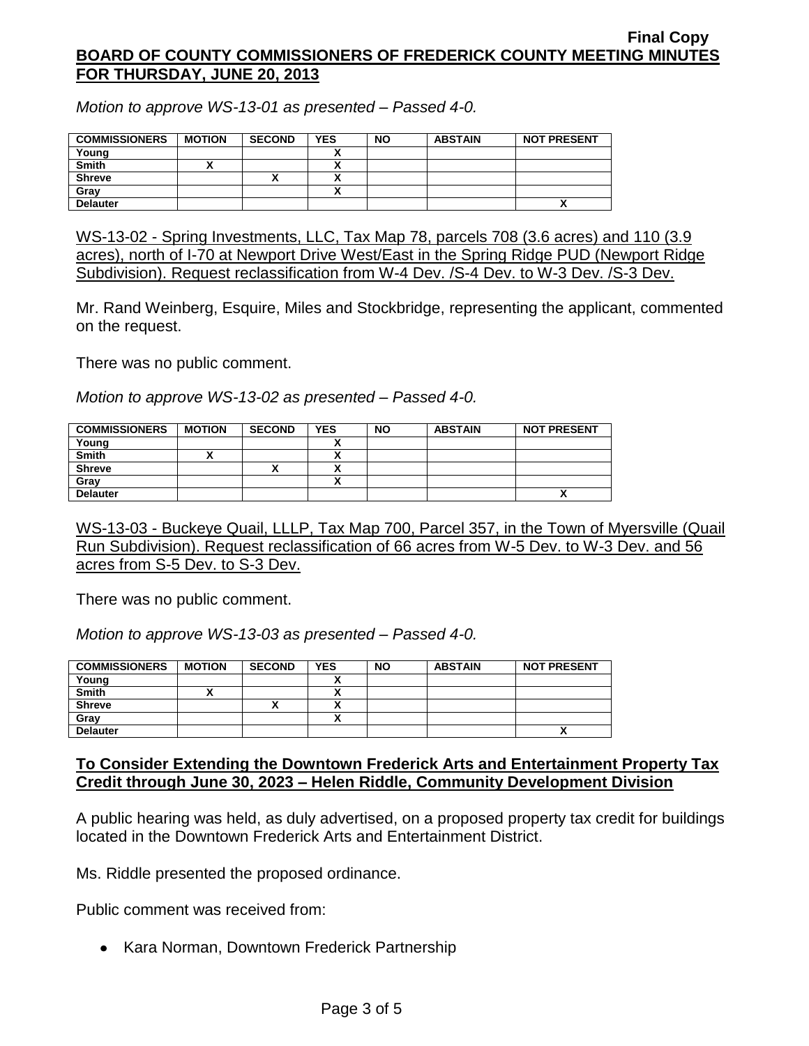*Motion to approve WS-13-01 as presented – Passed 4-0.*

| COMMISSIONERS | MOTION | SECOND | YES | NO | ABSTAIN | NOT PRESENT |
|---|---|---|---|---|---|---|
| Young | | | X | | | |
| Smith | X | | X | | | |
| Shreve | | X | X | | | |
| Gray | | | X | | | |
| Delauter | | | | | | X |

WS-13-02 - Spring Investments, LLC, Tax Map 78, parcels 708 (3.6 acres) and 110 (3.9 acres), north of I-70 at Newport Drive West/East in the Spring Ridge PUD (Newport Ridge Subdivision). Request reclassification from W-4 Dev. /S-4 Dev. to W-3 Dev. /S-3 Dev.

Mr. Rand Weinberg, Esquire, Miles and Stockbridge, representing the applicant, commented on the request.

There was no public comment.

*Motion to approve WS-13-02 as presented – Passed 4-0.*

| COMMISSIONERS | MOTION | SECOND | YES | NO | ABSTAIN | NOT PRESENT |
|---|---|---|---|---|---|---|
| Young | | | X | | | |
| Smith | X | | X | | | |
| Shreve | | X | X | | | |
| Gray | | | X | | | |
| Delauter | | | | | | X |

WS-13-03 - Buckeye Quail, LLLP, Tax Map 700, Parcel 357, in the Town of Myersville (Quail Run Subdivision). Request reclassification of 66 acres from W-5 Dev. to W-3 Dev. and 56 acres from S-5 Dev. to S-3 Dev.

There was no public comment.

*Motion to approve WS-13-03 as presented – Passed 4-0.*

| COMMISSIONERS | MOTION | SECOND | YES | NO | ABSTAIN | NOT PRESENT |
|---|---|---|---|---|---|---|
| Young | | | X | | | |
| Smith | X | | X | | | |
| Shreve | | X | X | | | |
| Gray | | | X | | | |
| Delauter | | | | | | X |

**To Consider Extending the Downtown Frederick Arts and Entertainment Property Tax Credit through June 30, 2023 – Helen Riddle, Community Development Division**

A public hearing was held, as duly advertised, on a proposed property tax credit for buildings located in the Downtown Frederick Arts and Entertainment District.

Ms. Riddle presented the proposed ordinance.

Public comment was received from:

- Kara Norman, Downtown Frederick Partnership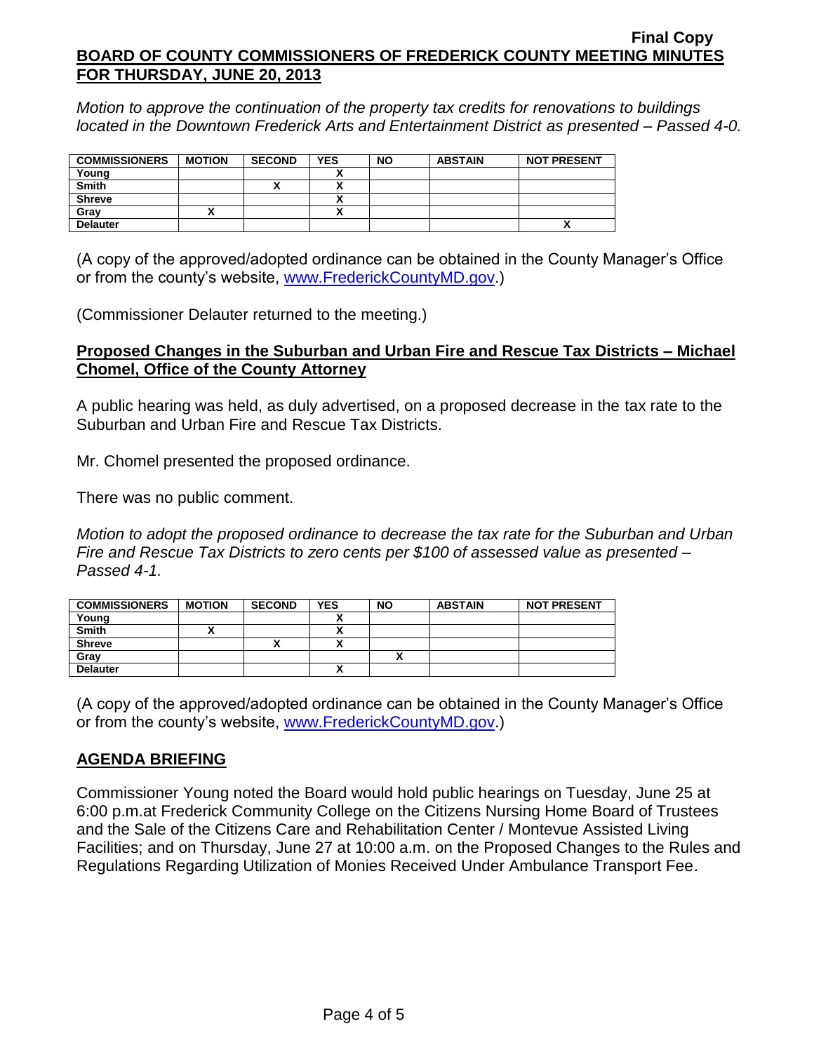*Motion to approve the continuation of the property tax credits for renovations to buildings located in the Downtown Frederick Arts and Entertainment District as presented – Passed 4-0.*

| COMMISSIONERS | MOTION | SECOND | YES | NO | ABSTAIN | NOT PRESENT |
|---|---|---|---|---|---|---|
| Young | | | X | | | |
| Smith | | X | X | | | |
| Shreve | | | X | | | |
| Gray | X | | X | | | |
| Delauter | | | | | | X |

(A copy of the approved/adopted ordinance can be obtained in the County Manager's Office or from the county's website, www.FrederickCountyMD.gov.)

(Commissioner Delauter returned to the meeting.)

**Proposed Changes in the Suburban and Urban Fire and Rescue Tax Districts – Michael Chomel, Office of the County Attorney**

A public hearing was held, as duly advertised, on a proposed decrease in the tax rate to the Suburban and Urban Fire and Rescue Tax Districts.

Mr. Chomel presented the proposed ordinance.

There was no public comment.

*Motion to adopt the proposed ordinance to decrease the tax rate for the Suburban and Urban Fire and Rescue Tax Districts to zero cents per $100 of assessed value as presented – Passed 4-1.*

| COMMISSIONERS | MOTION | SECOND | YES | NO | ABSTAIN | NOT PRESENT |
|---|---|---|---|---|---|---|
| Young | | | X | | | |
| Smith | X | | X | | | |
| Shreve | | X | X | | | |
| Gray | | | | X | | |
| Delauter | | | X | | | |

(A copy of the approved/adopted ordinance can be obtained in the County Manager's Office or from the county's website, www.FrederickCountyMD.gov.)

**AGENDA BRIEFING**

Commissioner Young noted the Board would hold public hearings on Tuesday, June 25 at 6:00 p.m.at Frederick Community College on the Citizens Nursing Home Board of Trustees and the Sale of the Citizens Care and Rehabilitation Center / Montevue Assisted Living Facilities; and on Thursday, June 27 at 10:00 a.m. on the Proposed Changes to the Rules and Regulations Regarding Utilization of Monies Received Under Ambulance Transport Fee.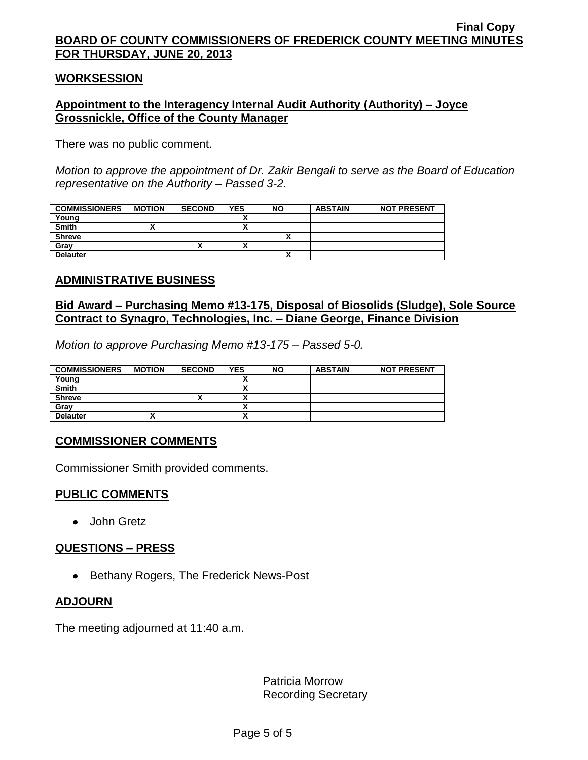**Final Copy**

**BOARD OF COUNTY COMMISSIONERS OF FREDERICK COUNTY MEETING MINUTES FOR THURSDAY, JUNE 20, 2013**

## WORKSESSION

### Appointment to the Interagency Internal Audit Authority (Authority) – Joyce Grossnickle, Office of the County Manager

There was no public comment.

*Motion to approve the appointment of Dr. Zakir Bengali to serve as the Board of Education representative on the Authority – Passed 3-2.*

| COMMISSIONERS | MOTION | SECOND | YES | NO | ABSTAIN | NOT PRESENT |
|---|---|---|---|---|---|---|
| Young | | | X | | | |
| Smith | X | | X | | | |
| Shreve | | | | X | | |
| Gray | | X | X | | | |
| Delauter | | | | X | | |

## ADMINISTRATIVE BUSINESS

### Bid Award – Purchasing Memo #13-175, Disposal of Biosolids (Sludge), Sole Source Contract to Synagro, Technologies, Inc. – Diane George, Finance Division

*Motion to approve Purchasing Memo #13-175 – Passed 5-0.*

| COMMISSIONERS | MOTION | SECOND | YES | NO | ABSTAIN | NOT PRESENT |
|---|---|---|---|---|---|---|
| Young | | | X | | | |
| Smith | | | X | | | |
| Shreve | | X | X | | | |
| Gray | | | X | | | |
| Delauter | X | | X | | | |

## COMMISSIONER COMMENTS

Commissioner Smith provided comments.

## PUBLIC COMMENTS

- John Gretz

## QUESTIONS – PRESS

- Bethany Rogers, The Frederick News-Post

## ADJOURN

The meeting adjourned at 11:40 a.m.

Patricia Morrow
Recording Secretary